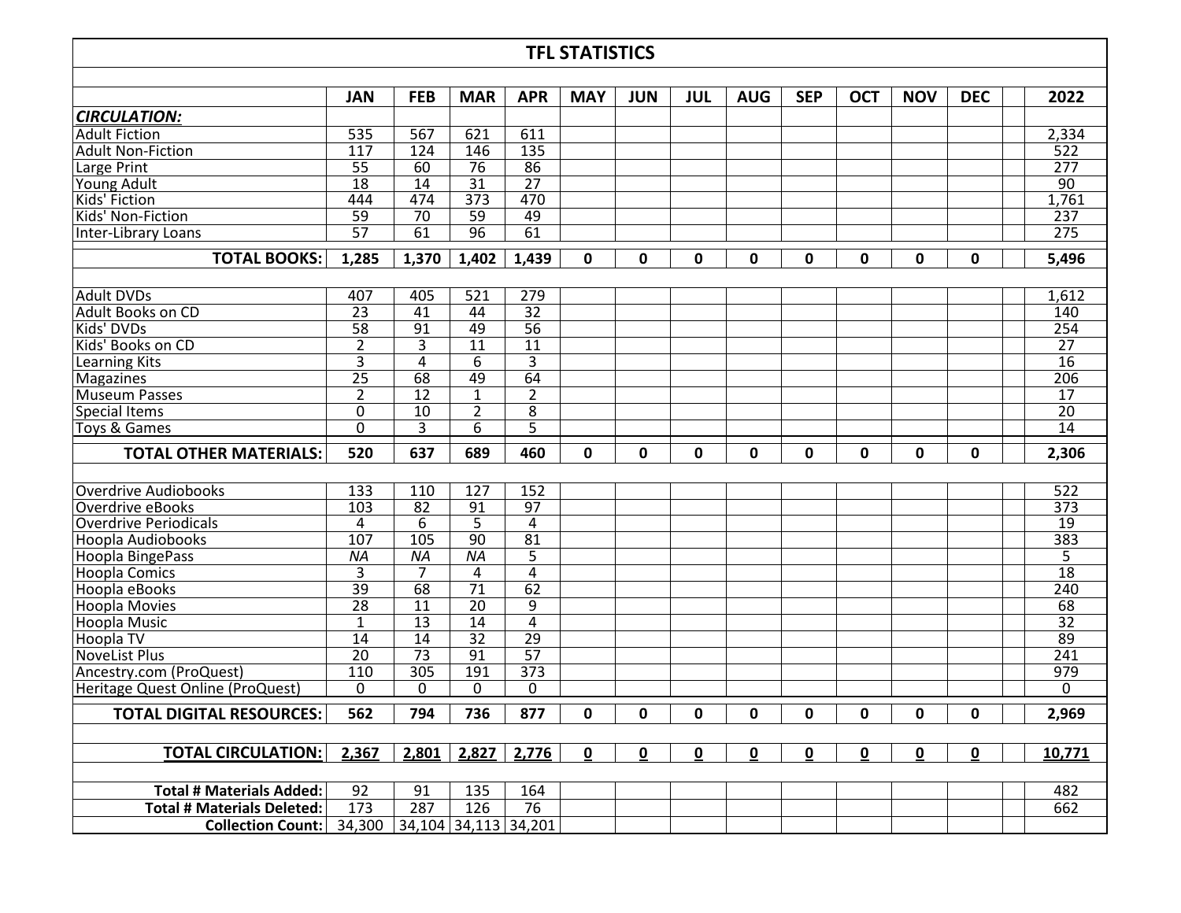# TFL STATISTICS

| | JAN | FEB | MAR | APR | MAY | JUN | JUL | AUG | SEP | OCT | NOV | DEC | | 2022 |
|---|---|---|---|---|---|---|---|---|---|---|---|---|---|---|
| ***CIRCULATION:*** | | | | | | | | | | | | | | |
| Adult Fiction | 535 | 567 | 621 | 611 | | | | | | | | | | 2,334 |
| Adult Non-Fiction | 117 | 124 | 146 | 135 | | | | | | | | | | 522 |
| Large Print | 55 | 60 | 76 | 86 | | | | | | | | | | 277 |
| Young Adult | 18 | 14 | 31 | 27 | | | | | | | | | | 90 |
| Kids' Fiction | 444 | 474 | 373 | 470 | | | | | | | | | | 1,761 |
| Kids' Non-Fiction | 59 | 70 | 59 | 49 | | | | | | | | | | 237 |
| Inter-Library Loans | 57 | 61 | 96 | 61 | | | | | | | | | | 275 |
| **TOTAL BOOKS:** | **1,285** | **1,370** | **1,402** | **1,439** | **0** | **0** | **0** | **0** | **0** | **0** | **0** | **0** | | **5,496** |
| | | | | | | | | | | | | | | |
| Adult DVDs | 407 | 405 | 521 | 279 | | | | | | | | | | 1,612 |
| Adult Books on CD | 23 | 41 | 44 | 32 | | | | | | | | | | 140 |
| Kids' DVDs | 58 | 91 | 49 | 56 | | | | | | | | | | 254 |
| Kids' Books on CD | 2 | 3 | 11 | 11 | | | | | | | | | | 27 |
| Learning Kits | 3 | 4 | 6 | 3 | | | | | | | | | | 16 |
| Magazines | 25 | 68 | 49 | 64 | | | | | | | | | | 206 |
| Museum Passes | 2 | 12 | 1 | 2 | | | | | | | | | | 17 |
| Special Items | 0 | 10 | 2 | 8 | | | | | | | | | | 20 |
| Toys & Games | 0 | 3 | 6 | 5 | | | | | | | | | | 14 |
| **TOTAL OTHER MATERIALS:** | **520** | **637** | **689** | **460** | **0** | **0** | **0** | **0** | **0** | **0** | **0** | **0** | | **2,306** |
| | | | | | | | | | | | | | | |
| Overdrive Audiobooks | 133 | 110 | 127 | 152 | | | | | | | | | | 522 |
| Overdrive eBooks | 103 | 82 | 91 | 97 | | | | | | | | | | 373 |
| Overdrive Periodicals | 4 | 6 | 5 | 4 | | | | | | | | | | 19 |
| Hoopla Audiobooks | 107 | 105 | 90 | 81 | | | | | | | | | | 383 |
| Hoopla BingePass | *NA* | *NA* | *NA* | 5 | | | | | | | | | | 5 |
| Hoopla Comics | 3 | 7 | 4 | 4 | | | | | | | | | | 18 |
| Hoopla eBooks | 39 | 68 | 71 | 62 | | | | | | | | | | 240 |
| Hoopla Movies | 28 | 11 | 20 | 9 | | | | | | | | | | 68 |
| Hoopla Music | 1 | 13 | 14 | 4 | | | | | | | | | | 32 |
| Hoopla TV | 14 | 14 | 32 | 29 | | | | | | | | | | 89 |
| NoveList Plus | 20 | 73 | 91 | 57 | | | | | | | | | | 241 |
| Ancestry.com (ProQuest) | 110 | 305 | 191 | 373 | | | | | | | | | | 979 |
| Heritage Quest Online (ProQuest) | 0 | 0 | 0 | 0 | | | | | | | | | | 0 |
| **TOTAL DIGITAL RESOURCES:** | **562** | **794** | **736** | **877** | **0** | **0** | **0** | **0** | **0** | **0** | **0** | **0** | | **2,969** |
| | | | | | | | | | | | | | | |
| **TOTAL CIRCULATION:** | **2,367** | **2,801** | **2,827** | **2,776** | **0** | **0** | **0** | **0** | **0** | **0** | **0** | **0** | | **10,771** |
| | | | | | | | | | | | | | | |
| **Total # Materials Added:** | 92 | 91 | 135 | 164 | | | | | | | | | | 482 |
| **Total # Materials Deleted:** | 173 | 287 | 126 | 76 | | | | | | | | | | 662 |
| **Collection Count:** | 34,300 | 34,104 | 34,113 | 34,201 | | | | | | | | | | |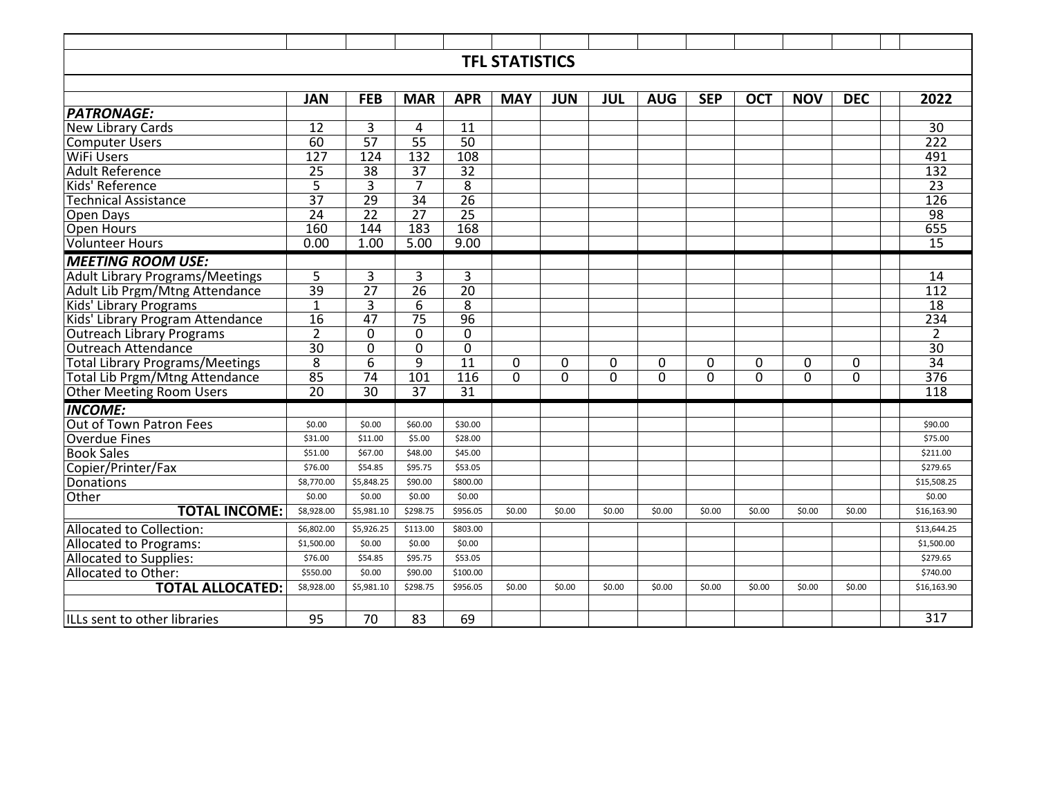# TFL STATISTICS

| | JAN | FEB | MAR | APR | MAY | JUN | JUL | AUG | SEP | OCT | NOV | DEC | | 2022 |
|---|---|---|---|---|---|---|---|---|---|---|---|---|---|---|
| ***PATRONAGE:*** | | | | | | | | | | | | | | |
| New Library Cards | 12 | 3 | 4 | 11 | | | | | | | | | | 30 |
| Computer Users | 60 | 57 | 55 | 50 | | | | | | | | | | 222 |
| WiFi Users | 127 | 124 | 132 | 108 | | | | | | | | | | 491 |
| Adult Reference | 25 | 38 | 37 | 32 | | | | | | | | | | 132 |
| Kids' Reference | 5 | 3 | 7 | 8 | | | | | | | | | | 23 |
| Technical Assistance | 37 | 29 | 34 | 26 | | | | | | | | | | 126 |
| Open Days | 24 | 22 | 27 | 25 | | | | | | | | | | 98 |
| Open Hours | 160 | 144 | 183 | 168 | | | | | | | | | | 655 |
| Volunteer Hours | 0.00 | 1.00 | 5.00 | 9.00 | | | | | | | | | | 15 |
| ***MEETING ROOM USE:*** | | | | | | | | | | | | | | |
| Adult Library Programs/Meetings | 5 | 3 | 3 | 3 | | | | | | | | | | 14 |
| Adult Lib Prgm/Mtng Attendance | 39 | 27 | 26 | 20 | | | | | | | | | | 112 |
| Kids' Library Programs | 1 | 3 | 6 | 8 | | | | | | | | | | 18 |
| Kids' Library Program Attendance | 16 | 47 | 75 | 96 | | | | | | | | | | 234 |
| Outreach Library Programs | 2 | 0 | 0 | 0 | | | | | | | | | | 2 |
| Outreach Attendance | 30 | 0 | 0 | 0 | | | | | | | | | | 30 |
| Total Library Programs/Meetings | 8 | 6 | 9 | 11 | 0 | 0 | 0 | 0 | 0 | 0 | 0 | 0 | | 34 |
| Total Lib Prgm/Mtng Attendance | 85 | 74 | 101 | 116 | 0 | 0 | 0 | 0 | 0 | 0 | 0 | 0 | | 376 |
| Other Meeting Room Users | 20 | 30 | 37 | 31 | | | | | | | | | | 118 |
| ***INCOME:*** | | | | | | | | | | | | | | |
| Out of Town Patron Fees | $0.00 | $0.00 | $60.00 | $30.00 | | | | | | | | | | $90.00 |
| Overdue Fines | $31.00 | $11.00 | $5.00 | $28.00 | | | | | | | | | | $75.00 |
| Book Sales | $51.00 | $67.00 | $48.00 | $45.00 | | | | | | | | | | $211.00 |
| Copier/Printer/Fax | $76.00 | $54.85 | $95.75 | $53.05 | | | | | | | | | | $279.65 |
| Donations | $8,770.00 | $5,848.25 | $90.00 | $800.00 | | | | | | | | | | $15,508.25 |
| Other | $0.00 | $0.00 | $0.00 | $0.00 | | | | | | | | | | $0.00 |
| **TOTAL INCOME:** | $8,928.00 | $5,981.10 | $298.75 | $956.05 | $0.00 | $0.00 | $0.00 | $0.00 | $0.00 | $0.00 | $0.00 | $0.00 | | $16,163.90 |
| Allocated to Collection: | $6,802.00 | $5,926.25 | $113.00 | $803.00 | | | | | | | | | | $13,644.25 |
| Allocated to Programs: | $1,500.00 | $0.00 | $0.00 | $0.00 | | | | | | | | | | $1,500.00 |
| Allocated to Supplies: | $76.00 | $54.85 | $95.75 | $53.05 | | | | | | | | | | $279.65 |
| Allocated to Other: | $550.00 | $0.00 | $90.00 | $100.00 | | | | | | | | | | $740.00 |
| **TOTAL ALLOCATED:** | $8,928.00 | $5,981.10 | $298.75 | $956.05 | $0.00 | $0.00 | $0.00 | $0.00 | $0.00 | $0.00 | $0.00 | $0.00 | | $16,163.90 |
| | | | | | | | | | | | | | | |
| ILLs sent to other libraries | 95 | 70 | 83 | 69 | | | | | | | | | | 317 |